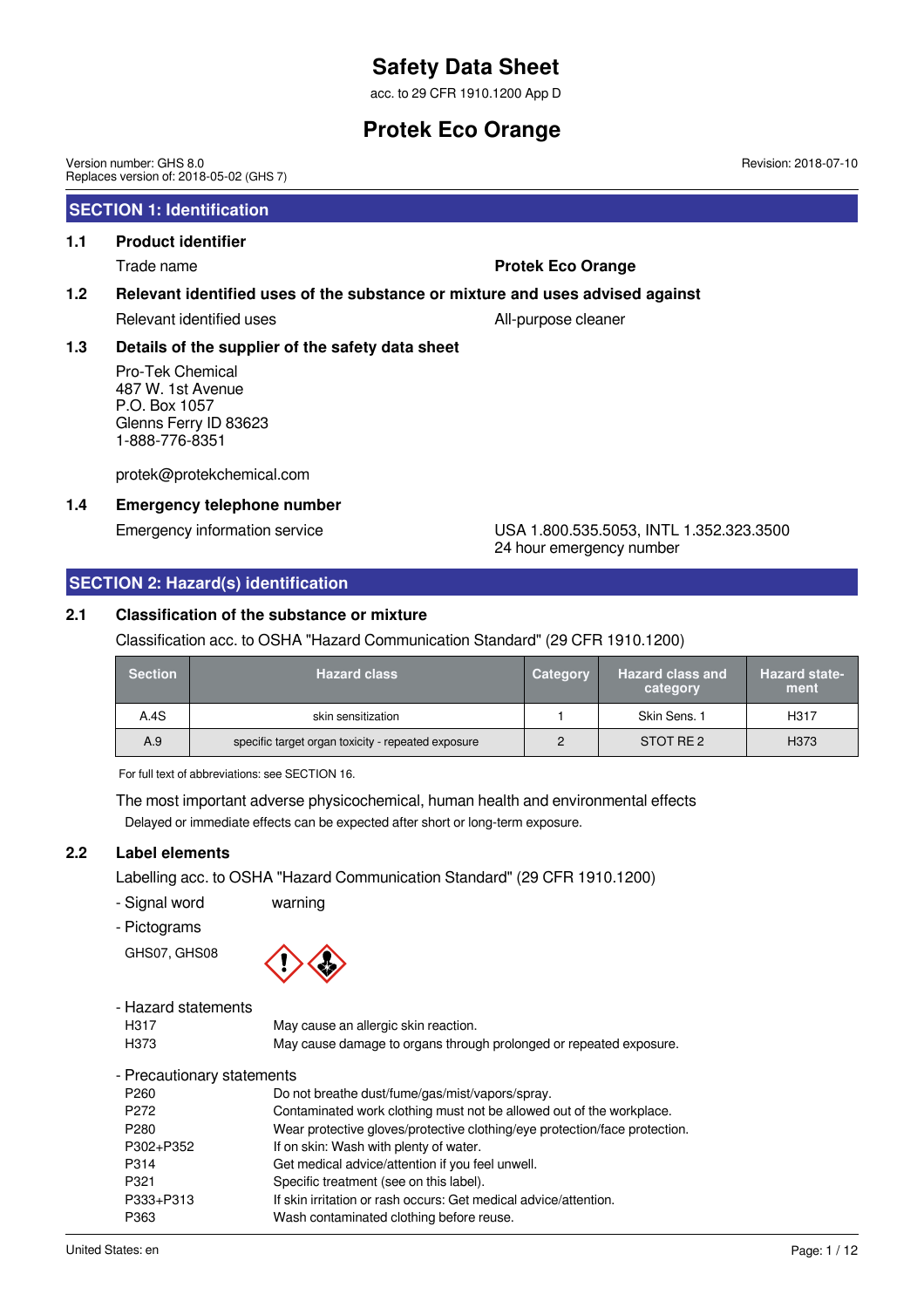# Safety Data Sheet

acc. to 29 CFR 1910.1200 App D

# Protek Eco Orange

Version number: GHS 8.0
Replaces version of: 2018-05-02 (GHS 7)

Revision: 2018-07-10

## SECTION 1: Identification

### 1.1 Product identifier

Trade name: **Protek Eco Orange**

### 1.2 Relevant identified uses of the substance or mixture and uses advised against

Relevant identified uses: All-purpose cleaner

### 1.3 Details of the supplier of the safety data sheet

Pro-Tek Chemical
487 W. 1st Avenue
P.O. Box 1057
Glenns Ferry ID 83623
1-888-776-8351

protek@protekchemical.com

### 1.4 Emergency telephone number

Emergency information service: USA 1.800.535.5053, INTL 1.352.323.3500
24 hour emergency number

## SECTION 2: Hazard(s) identification

### 2.1 Classification of the substance or mixture

Classification acc. to OSHA "Hazard Communication Standard" (29 CFR 1910.1200)

| Section | Hazard class | Category | Hazard class and category | Hazard statement |
|---|---|---|---|---|
| A.4S | skin sensitization | 1 | Skin Sens. 1 | H317 |
| A.9 | specific target organ toxicity - repeated exposure | 2 | STOT RE 2 | H373 |

For full text of abbreviations: see SECTION 16.

The most important adverse physicochemical, human health and environmental effects

Delayed or immediate effects can be expected after short or long-term exposure.

### 2.2 Label elements

Labelling acc. to OSHA "Hazard Communication Standard" (29 CFR 1910.1200)

- Signal word: warning
- Pictograms

GHS07, GHS08

- Hazard statements

| | |
|---|---|
| H317 | May cause an allergic skin reaction. |
| H373 | May cause damage to organs through prolonged or repeated exposure. |

- Precautionary statements

| | |
|---|---|
| P260 | Do not breathe dust/fume/gas/mist/vapors/spray. |
| P272 | Contaminated work clothing must not be allowed out of the workplace. |
| P280 | Wear protective gloves/protective clothing/eye protection/face protection. |
| P302+P352 | If on skin: Wash with plenty of water. |
| P314 | Get medical advice/attention if you feel unwell. |
| P321 | Specific treatment (see on this label). |
| P333+P313 | If skin irritation or rash occurs: Get medical advice/attention. |
| P363 | Wash contaminated clothing before reuse. |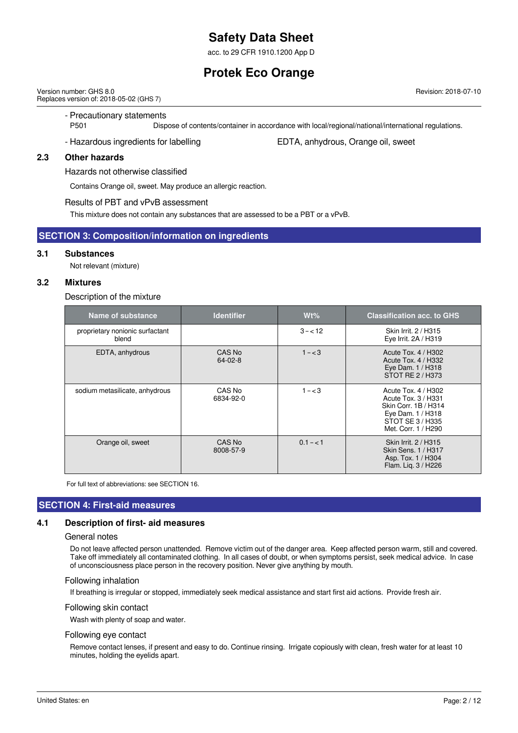- Precautionary statements

P501 Dispose of contents/container in accordance with local/regional/national/international regulations.

- Hazardous ingredients for labelling: EDTA, anhydrous, Orange oil, sweet

### 2.3 Other hazards

Hazards not otherwise classified

Contains Orange oil, sweet. May produce an allergic reaction.

Results of PBT and vPvB assessment

This mixture does not contain any substances that are assessed to be a PBT or a vPvB.

## SECTION 3: Composition/information on ingredients

### 3.1 Substances

Not relevant (mixture)

### 3.2 Mixtures

Description of the mixture

| Name of substance | Identifier | Wt% | Classification acc. to GHS |
|---|---|---|---|
| proprietary nonionic surfactant blend | | 3 – < 12 | Skin Irrit. 2 / H315<br>Eye Irrit. 2A / H319 |
| EDTA, anhydrous | CAS No<br>64-02-8 | 1 – < 3 | Acute Tox. 4 / H302<br>Acute Tox. 4 / H332<br>Eye Dam. 1 / H318<br>STOT RE 2 / H373 |
| sodium metasilicate, anhydrous | CAS No<br>6834-92-0 | 1 – < 3 | Acute Tox. 4 / H302<br>Acute Tox. 3 / H331<br>Skin Corr. 1B / H314<br>Eye Dam. 1 / H318<br>STOT SE 3 / H335<br>Met. Corr. 1 / H290 |
| Orange oil, sweet | CAS No<br>8008-57-9 | 0.1 – < 1 | Skin Irrit. 2 / H315<br>Skin Sens. 1 / H317<br>Asp. Tox. 1 / H304<br>Flam. Liq. 3 / H226 |

For full text of abbreviations: see SECTION 16.

## SECTION 4: First-aid measures

### 4.1 Description of first- aid measures

General notes

Do not leave affected person unattended. Remove victim out of the danger area. Keep affected person warm, still and covered. Take off immediately all contaminated clothing. In all cases of doubt, or when symptoms persist, seek medical advice. In case of unconsciousness place person in the recovery position. Never give anything by mouth.

Following inhalation

If breathing is irregular or stopped, immediately seek medical assistance and start first aid actions. Provide fresh air.

Following skin contact

Wash with plenty of soap and water.

Following eye contact

Remove contact lenses, if present and easy to do. Continue rinsing. Irrigate copiously with clean, fresh water for at least 10 minutes, holding the eyelids apart.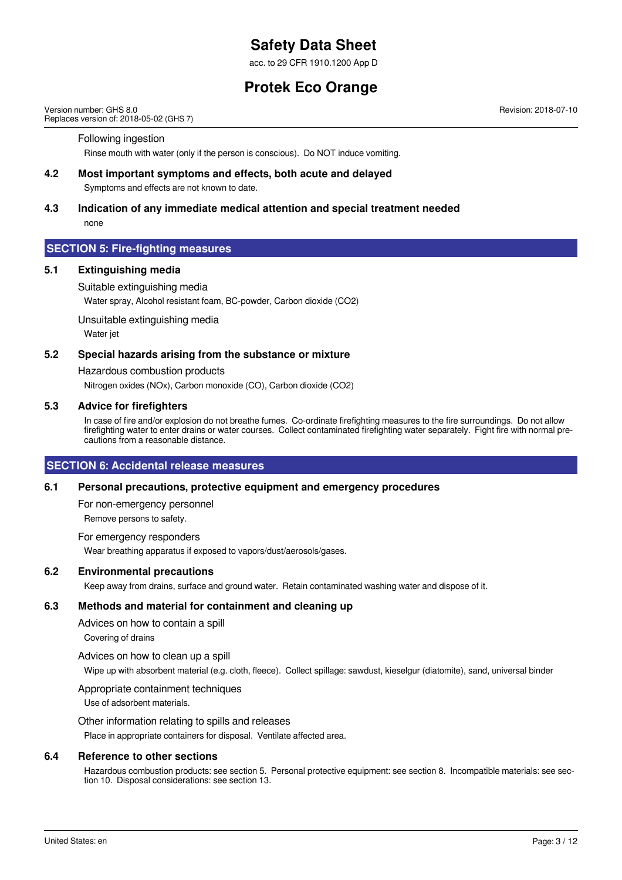Following ingestion

Rinse mouth with water (only if the person is conscious). Do NOT induce vomiting.

### 4.2 Most important symptoms and effects, both acute and delayed

Symptoms and effects are not known to date.

### 4.3 Indication of any immediate medical attention and special treatment needed

none

## SECTION 5: Fire-fighting measures

### 5.1 Extinguishing media

Suitable extinguishing media

Water spray, Alcohol resistant foam, BC-powder, Carbon dioxide ($CO_2$)

Unsuitable extinguishing media

Water jet

### 5.2 Special hazards arising from the substance or mixture

Hazardous combustion products

Nitrogen oxides ($NO_x$), Carbon monoxide (CO), Carbon dioxide ($CO_2$)

### 5.3 Advice for firefighters

In case of fire and/or explosion do not breathe fumes. Co-ordinate firefighting measures to the fire surroundings. Do not allow firefighting water to enter drains or water courses. Collect contaminated firefighting water separately. Fight fire with normal precautions from a reasonable distance.

## SECTION 6: Accidental release measures

### 6.1 Personal precautions, protective equipment and emergency procedures

For non-emergency personnel

Remove persons to safety.

For emergency responders

Wear breathing apparatus if exposed to vapors/dust/aerosols/gases.

### 6.2 Environmental precautions

Keep away from drains, surface and ground water. Retain contaminated washing water and dispose of it.

### 6.3 Methods and material for containment and cleaning up

Advices on how to contain a spill

Covering of drains

Advices on how to clean up a spill

Wipe up with absorbent material (e.g. cloth, fleece). Collect spillage: sawdust, kieselgur (diatomite), sand, universal binder

Appropriate containment techniques

Use of adsorbent materials.

Other information relating to spills and releases

Place in appropriate containers for disposal. Ventilate affected area.

### 6.4 Reference to other sections

Hazardous combustion products: see section 5. Personal protective equipment: see section 8. Incompatible materials: see section 10. Disposal considerations: see section 13.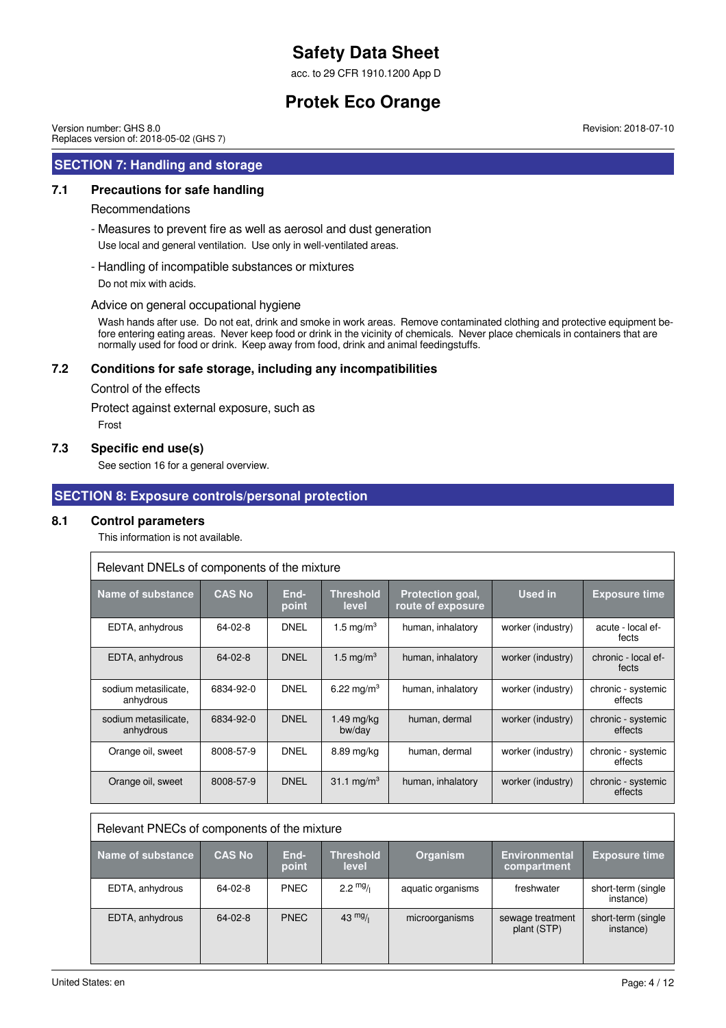## SECTION 7: Handling and storage

### 7.1 Precautions for safe handling

Recommendations

- Measures to prevent fire as well as aerosol and dust generation

Use local and general ventilation. Use only in well-ventilated areas.

- Handling of incompatible substances or mixtures

Do not mix with acids.

Advice on general occupational hygiene

Wash hands after use. Do not eat, drink and smoke in work areas. Remove contaminated clothing and protective equipment before entering eating areas. Never keep food or drink in the vicinity of chemicals. Never place chemicals in containers that are normally used for food or drink. Keep away from food, drink and animal feedingstuffs.

### 7.2 Conditions for safe storage, including any incompatibilities

Control of the effects

Protect against external exposure, such as

Frost

### 7.3 Specific end use(s)

See section 16 for a general overview.

## SECTION 8: Exposure controls/personal protection

### 8.1 Control parameters

This information is not available.

Relevant DNELs of components of the mixture

| Name of substance | CAS No | End-point | Threshold level | Protection goal, route of exposure | Used in | Exposure time |
|---|---|---|---|---|---|---|
| EDTA, anhydrous | 64-02-8 | DNEL | 1.5 mg/m³ | human, inhalatory | worker (industry) | acute - local effects |
| EDTA, anhydrous | 64-02-8 | DNEL | 1.5 mg/m³ | human, inhalatory | worker (industry) | chronic - local effects |
| sodium metasilicate, anhydrous | 6834-92-0 | DNEL | 6.22 mg/m³ | human, inhalatory | worker (industry) | chronic - systemic effects |
| sodium metasilicate, anhydrous | 6834-92-0 | DNEL | 1.49 mg/kg bw/day | human, dermal | worker (industry) | chronic - systemic effects |
| Orange oil, sweet | 8008-57-9 | DNEL | 8.89 mg/kg | human, dermal | worker (industry) | chronic - systemic effects |
| Orange oil, sweet | 8008-57-9 | DNEL | 31.1 mg/m³ | human, inhalatory | worker (industry) | chronic - systemic effects |

Relevant PNECs of components of the mixture

| Name of substance | CAS No | End-point | Threshold level | Organism | Environmental compartment | Exposure time |
|---|---|---|---|---|---|---|
| EDTA, anhydrous | 64-02-8 | PNEC | 2.2 mg/l | aquatic organisms | freshwater | short-term (single instance) |
| EDTA, anhydrous | 64-02-8 | PNEC | 43 mg/l | microorganisms | sewage treatment plant (STP) | short-term (single instance) |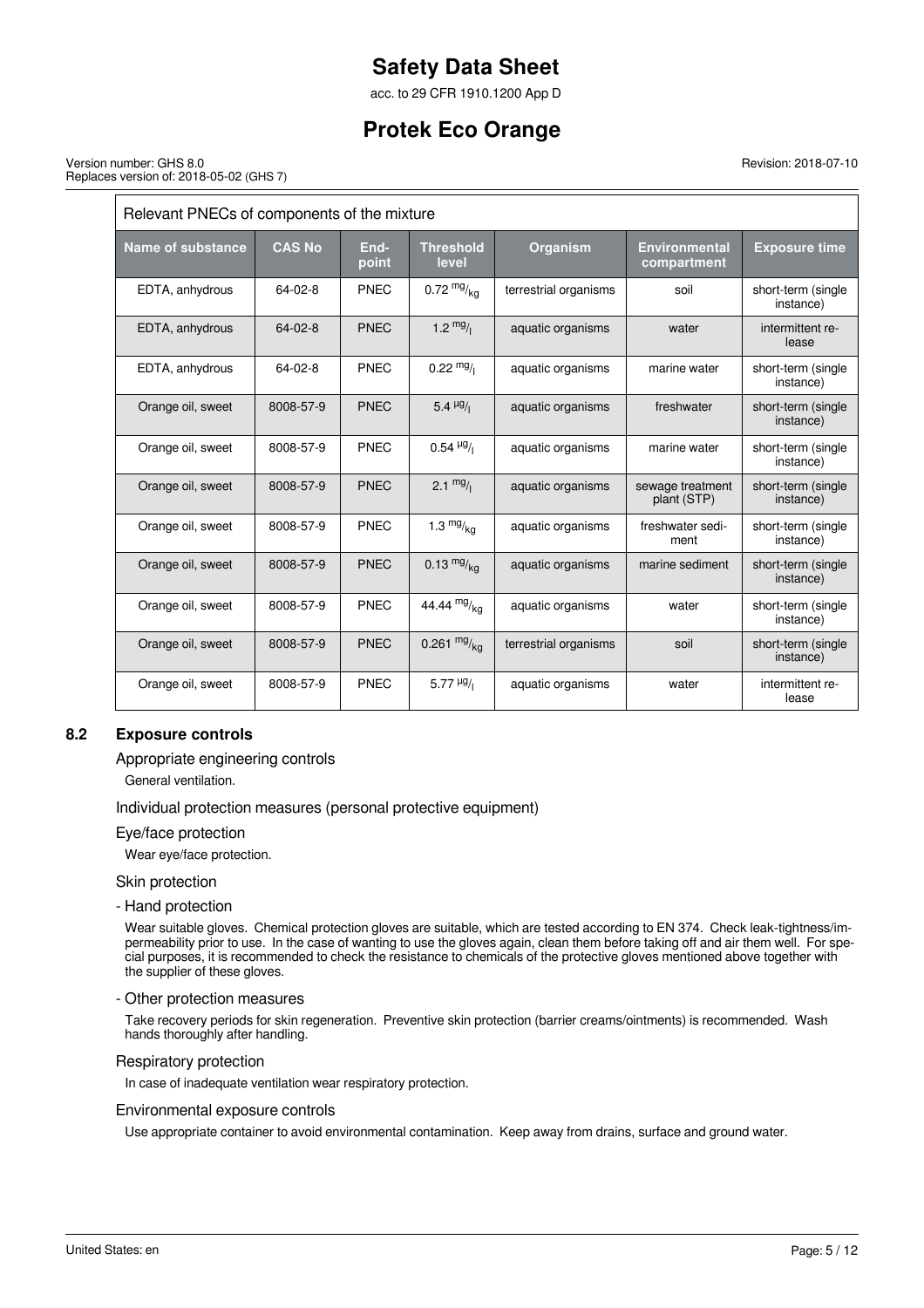Relevant PNECs of components of the mixture

| Name of substance | CAS No | End-point | Threshold level | Organism | Environmental compartment | Exposure time |
|---|---|---|---|---|---|---|
| EDTA, anhydrous | 64-02-8 | PNEC | 0.72 $^{mg}/_{kg}$ | terrestrial organisms | soil | short-term (single instance) |
| EDTA, anhydrous | 64-02-8 | PNEC | 1.2 $^{mg}/_{l}$ | aquatic organisms | water | intermittent release |
| EDTA, anhydrous | 64-02-8 | PNEC | 0.22 $^{mg}/_{l}$ | aquatic organisms | marine water | short-term (single instance) |
| Orange oil, sweet | 8008-57-9 | PNEC | 5.4 $^{µg}/_{l}$ | aquatic organisms | freshwater | short-term (single instance) |
| Orange oil, sweet | 8008-57-9 | PNEC | 0.54 $^{µg}/_{l}$ | aquatic organisms | marine water | short-term (single instance) |
| Orange oil, sweet | 8008-57-9 | PNEC | 2.1 $^{mg}/_{l}$ | aquatic organisms | sewage treatment plant (STP) | short-term (single instance) |
| Orange oil, sweet | 8008-57-9 | PNEC | 1.3 $^{mg}/_{kg}$ | aquatic organisms | freshwater sediment | short-term (single instance) |
| Orange oil, sweet | 8008-57-9 | PNEC | 0.13 $^{mg}/_{kg}$ | aquatic organisms | marine sediment | short-term (single instance) |
| Orange oil, sweet | 8008-57-9 | PNEC | 44.44 $^{mg}/_{kg}$ | aquatic organisms | water | short-term (single instance) |
| Orange oil, sweet | 8008-57-9 | PNEC | 0.261 $^{mg}/_{kg}$ | terrestrial organisms | soil | short-term (single instance) |
| Orange oil, sweet | 8008-57-9 | PNEC | 5.77 $^{µg}/_{l}$ | aquatic organisms | water | intermittent release |

## 8.2 Exposure controls

### Appropriate engineering controls

General ventilation.

### Individual protection measures (personal protective equipment)

### Eye/face protection

Wear eye/face protection.

### Skin protection

#### - Hand protection

Wear suitable gloves. Chemical protection gloves are suitable, which are tested according to EN 374. Check leak-tightness/impermeability prior to use. In the case of wanting to use the gloves again, clean them before taking off and air them well. For special purposes, it is recommended to check the resistance to chemicals of the protective gloves mentioned above together with the supplier of these gloves.

#### - Other protection measures

Take recovery periods for skin regeneration. Preventive skin protection (barrier creams/ointments) is recommended. Wash hands thoroughly after handling.

### Respiratory protection

In case of inadequate ventilation wear respiratory protection.

### Environmental exposure controls

Use appropriate container to avoid environmental contamination. Keep away from drains, surface and ground water.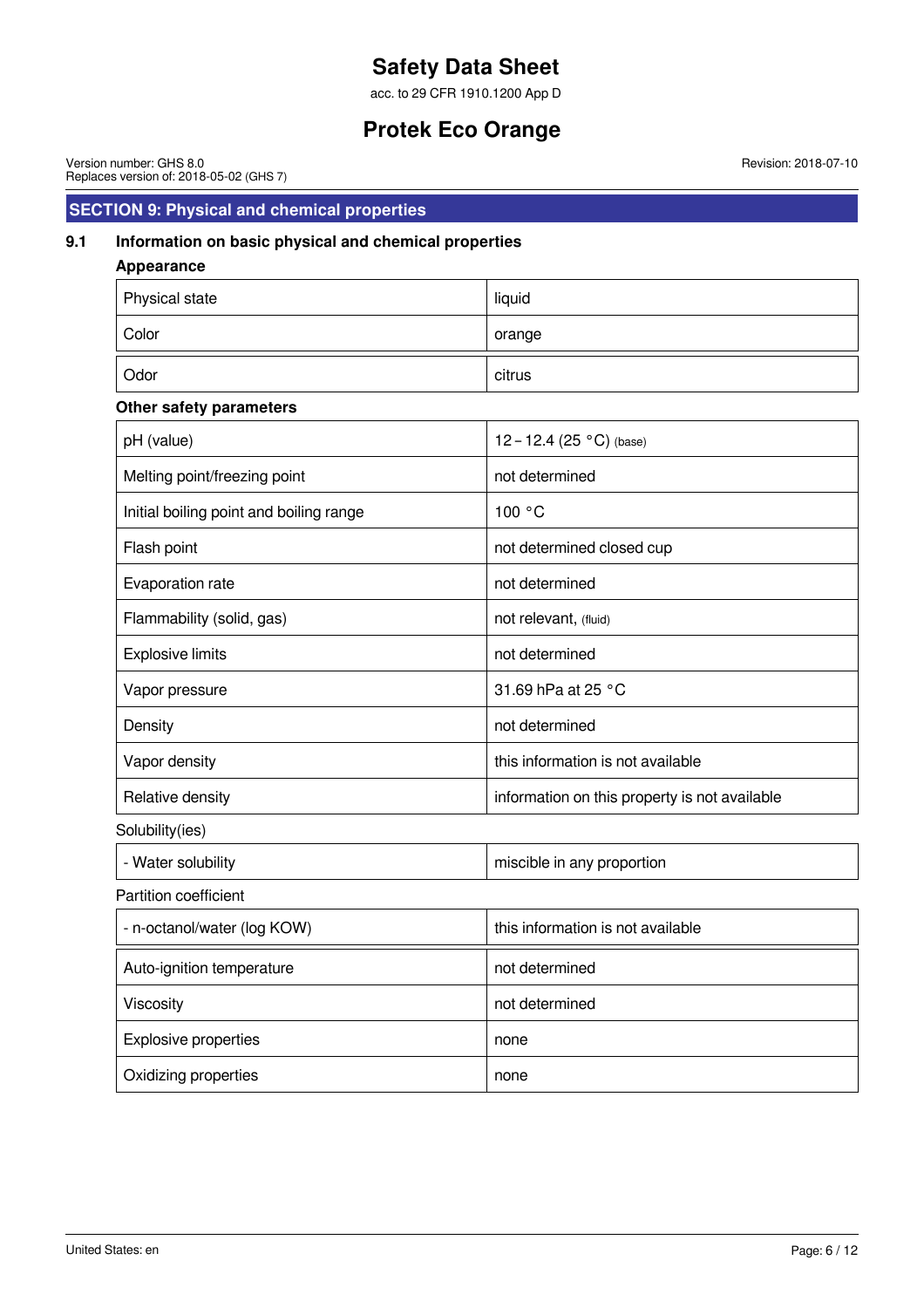## SECTION 9: Physical and chemical properties

### 9.1 Information on basic physical and chemical properties

**Appearance**

| | |
|---|---|
| Physical state | liquid |
| Color | orange |
| Odor | citrus |

**Other safety parameters**

| | |
|---|---|
| pH (value) | 12 – 12.4 (25 °C) (base) |
| Melting point/freezing point | not determined |
| Initial boiling point and boiling range | 100 °C |
| Flash point | not determined closed cup |
| Evaporation rate | not determined |
| Flammability (solid, gas) | not relevant, (fluid) |
| Explosive limits | not determined |
| Vapor pressure | 31.69 hPa at 25 °C |
| Density | not determined |
| Vapor density | this information is not available |
| Relative density | information on this property is not available |

Solubility(ies)

| | |
|---|---|
| - Water solubility | miscible in any proportion |

Partition coefficient

| | |
|---|---|
| - n-octanol/water (log KOW) | this information is not available |
| Auto-ignition temperature | not determined |
| Viscosity | not determined |
| Explosive properties | none |
| Oxidizing properties | none |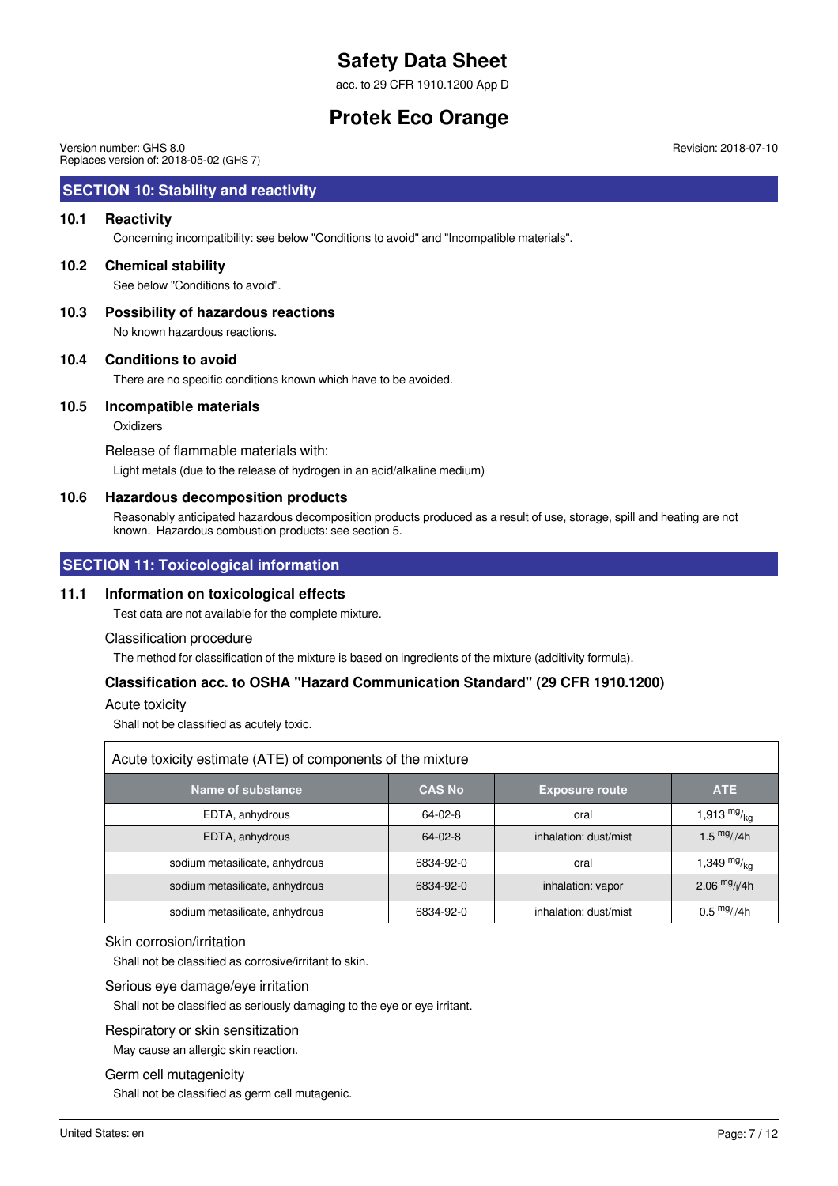## SECTION 10: Stability and reactivity

### 10.1 Reactivity

Concerning incompatibility: see below "Conditions to avoid" and "Incompatible materials".

### 10.2 Chemical stability

See below "Conditions to avoid".

### 10.3 Possibility of hazardous reactions

No known hazardous reactions.

### 10.4 Conditions to avoid

There are no specific conditions known which have to be avoided.

### 10.5 Incompatible materials

Oxidizers

Release of flammable materials with:

Light metals (due to the release of hydrogen in an acid/alkaline medium)

### 10.6 Hazardous decomposition products

Reasonably anticipated hazardous decomposition products produced as a result of use, storage, spill and heating are not known. Hazardous combustion products: see section 5.

## SECTION 11: Toxicological information

### 11.1 Information on toxicological effects

Test data are not available for the complete mixture.

Classification procedure

The method for classification of the mixture is based on ingredients of the mixture (additivity formula).

#### Classification acc. to OSHA "Hazard Communication Standard" (29 CFR 1910.1200)

Acute toxicity

Shall not be classified as acutely toxic.

Acute toxicity estimate (ATE) of components of the mixture

| Name of substance | CAS No | Exposure route | ATE |
|---|---|---|---|
| EDTA, anhydrous | 64-02-8 | oral | 1,913 $^{mg}/_{kg}$ |
| EDTA, anhydrous | 64-02-8 | inhalation: dust/mist | 1.5 $^{mg}/_{l}$/4h |
| sodium metasilicate, anhydrous | 6834-92-0 | oral | 1,349 $^{mg}/_{kg}$ |
| sodium metasilicate, anhydrous | 6834-92-0 | inhalation: vapor | 2.06 $^{mg}/_{l}$/4h |
| sodium metasilicate, anhydrous | 6834-92-0 | inhalation: dust/mist | 0.5 $^{mg}/_{l}$/4h |

Skin corrosion/irritation

Shall not be classified as corrosive/irritant to skin.

Serious eye damage/eye irritation

Shall not be classified as seriously damaging to the eye or eye irritant.

Respiratory or skin sensitization

May cause an allergic skin reaction.

Germ cell mutagenicity

Shall not be classified as germ cell mutagenic.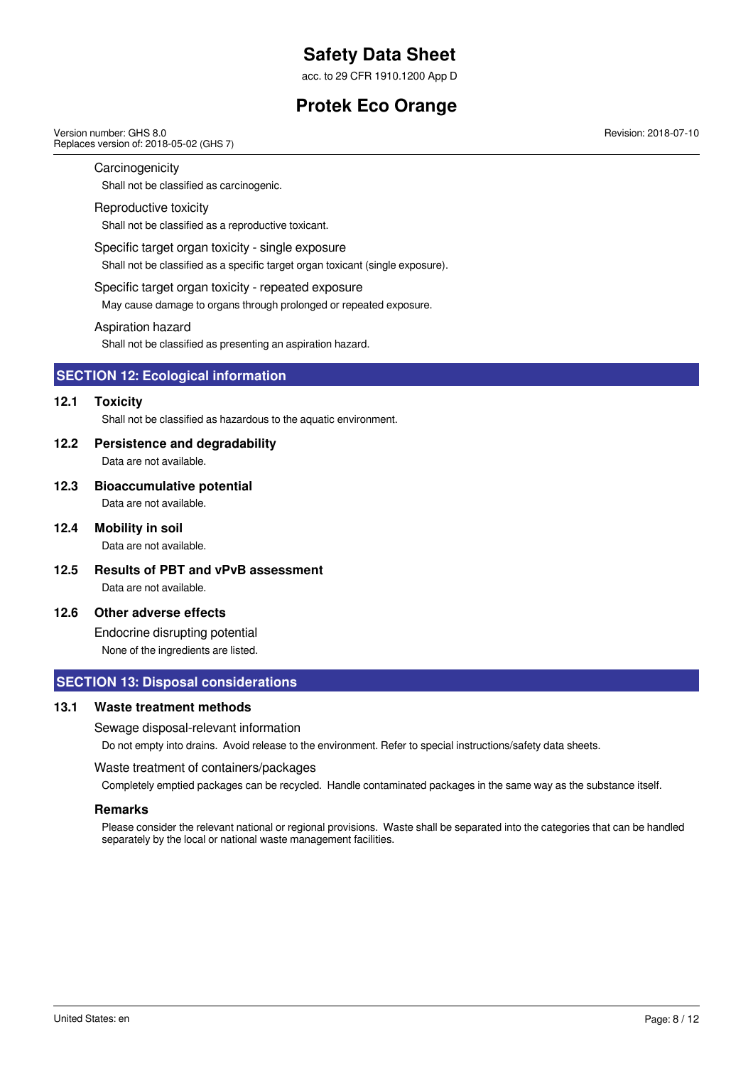Carcinogenicity

Shall not be classified as carcinogenic.

Reproductive toxicity

Shall not be classified as a reproductive toxicant.

Specific target organ toxicity - single exposure

Shall not be classified as a specific target organ toxicant (single exposure).

Specific target organ toxicity - repeated exposure

May cause damage to organs through prolonged or repeated exposure.

Aspiration hazard

Shall not be classified as presenting an aspiration hazard.

## SECTION 12: Ecological information

### 12.1 Toxicity

Shall not be classified as hazardous to the aquatic environment.

### 12.2 Persistence and degradability

Data are not available.

### 12.3 Bioaccumulative potential

Data are not available.

### 12.4 Mobility in soil

Data are not available.

### 12.5 Results of PBT and vPvB assessment

Data are not available.

### 12.6 Other adverse effects

Endocrine disrupting potential

None of the ingredients are listed.

## SECTION 13: Disposal considerations

### 13.1 Waste treatment methods

Sewage disposal-relevant information

Do not empty into drains. Avoid release to the environment. Refer to special instructions/safety data sheets.

Waste treatment of containers/packages

Completely emptied packages can be recycled. Handle contaminated packages in the same way as the substance itself.

**Remarks**

Please consider the relevant national or regional provisions. Waste shall be separated into the categories that can be handled separately by the local or national waste management facilities.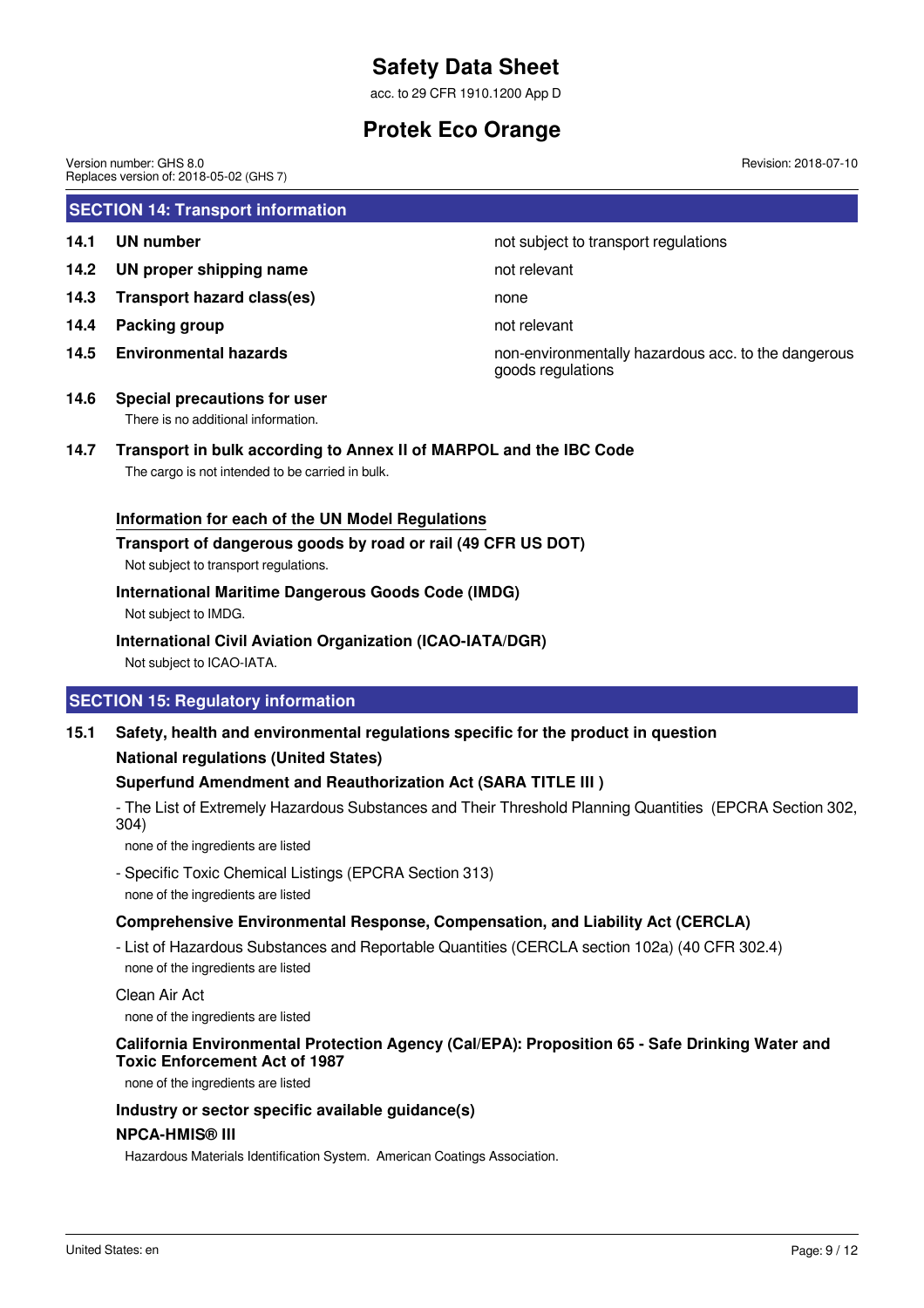## SECTION 14: Transport information

| | | |
|---|---|---|
| **14.1** | **UN number** | not subject to transport regulations |
| **14.2** | **UN proper shipping name** | not relevant |
| **14.3** | **Transport hazard class(es)** | none |
| **14.4** | **Packing group** | not relevant |
| **14.5** | **Environmental hazards** | non-environmentally hazardous acc. to the dangerous goods regulations |

**14.6 Special precautions for user**

There is no additional information.

**14.7 Transport in bulk according to Annex II of MARPOL and the IBC Code**

The cargo is not intended to be carried in bulk.

**Information for each of the UN Model Regulations**

**Transport of dangerous goods by road or rail (49 CFR US DOT)**

Not subject to transport regulations.

**International Maritime Dangerous Goods Code (IMDG)**

Not subject to IMDG.

**International Civil Aviation Organization (ICAO-IATA/DGR)**

Not subject to ICAO-IATA.

## SECTION 15: Regulatory information

**15.1 Safety, health and environmental regulations specific for the product in question**

**National regulations (United States)**

**Superfund Amendment and Reauthorization Act (SARA TITLE III )**

- The List of Extremely Hazardous Substances and Their Threshold Planning Quantities (EPCRA Section 302, 304)

none of the ingredients are listed

- Specific Toxic Chemical Listings (EPCRA Section 313)

none of the ingredients are listed

**Comprehensive Environmental Response, Compensation, and Liability Act (CERCLA)**

- List of Hazardous Substances and Reportable Quantities (CERCLA section 102a) (40 CFR 302.4)

none of the ingredients are listed

Clean Air Act

none of the ingredients are listed

**California Environmental Protection Agency (Cal/EPA): Proposition 65 - Safe Drinking Water and Toxic Enforcement Act of 1987**

none of the ingredients are listed

**Industry or sector specific available guidance(s)**

**NPCA-HMIS® III**

Hazardous Materials Identification System. American Coatings Association.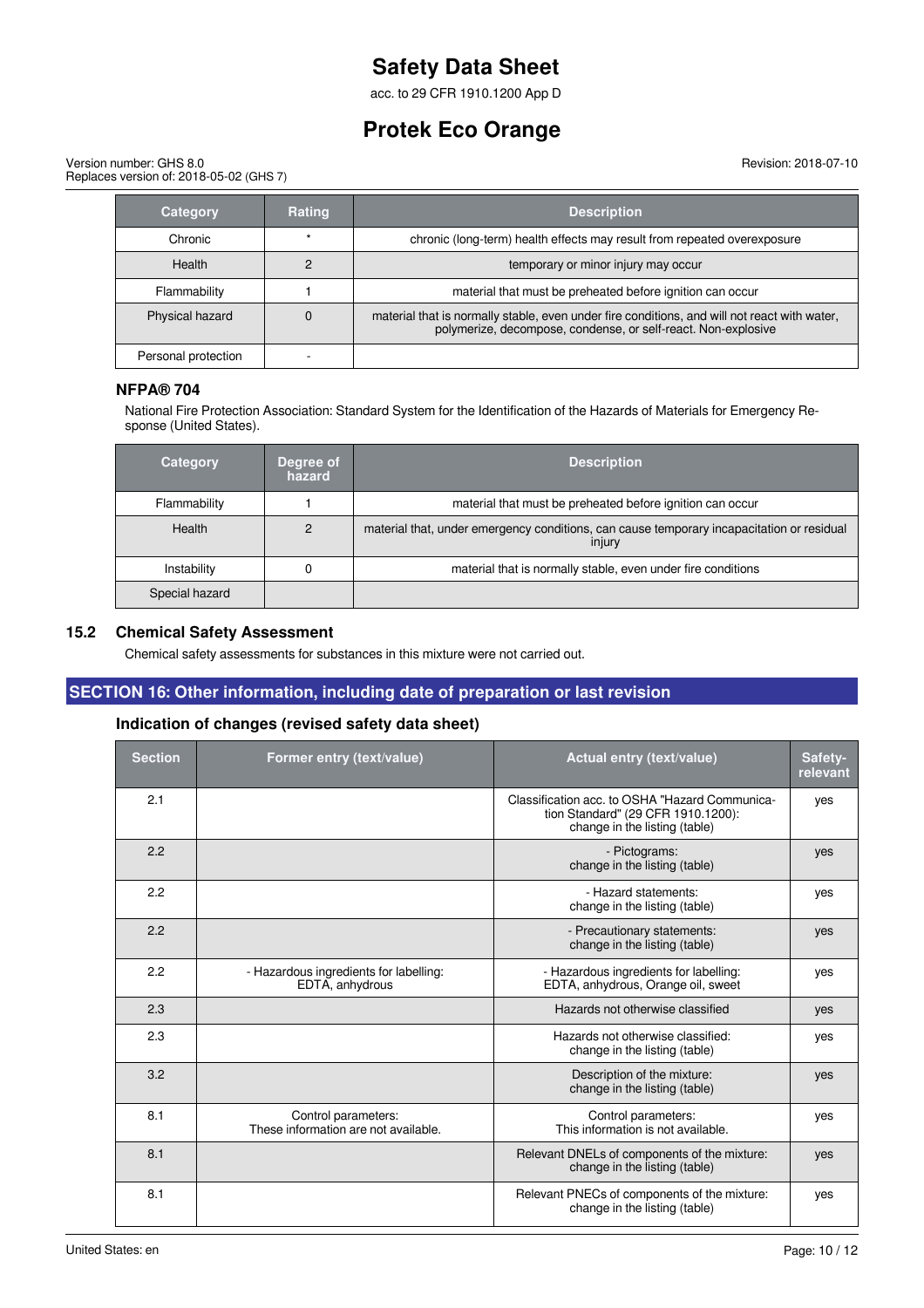| Category | Rating | Description |
| --- | --- | --- |
| Chronic | * | chronic (long-term) health effects may result from repeated overexposure |
| Health | 2 | temporary or minor injury may occur |
| Flammability | 1 | material that must be preheated before ignition can occur |
| Physical hazard | 0 | material that is normally stable, even under fire conditions, and will not react with water, polymerize, decompose, condense, or self-react. Non-explosive |
| Personal protection | - | |

### NFPA® 704

National Fire Protection Association: Standard System for the Identification of the Hazards of Materials for Emergency Response (United States).

| Category | Degree of hazard | Description |
| --- | --- | --- |
| Flammability | 1 | material that must be preheated before ignition can occur |
| Health | 2 | material that, under emergency conditions, can cause temporary incapacitation or residual injury |
| Instability | 0 | material that is normally stable, even under fire conditions |
| Special hazard | | |

### 15.2 Chemical Safety Assessment

Chemical safety assessments for substances in this mixture were not carried out.

## SECTION 16: Other information, including date of preparation or last revision

### Indication of changes (revised safety data sheet)

| Section | Former entry (text/value) | Actual entry (text/value) | Safety-relevant |
| --- | --- | --- | --- |
| 2.1 | | Classification acc. to OSHA "Hazard Communication Standard" (29 CFR 1910.1200): change in the listing (table) | yes |
| 2.2 | | - Pictograms: change in the listing (table) | yes |
| 2.2 | | - Hazard statements: change in the listing (table) | yes |
| 2.2 | | - Precautionary statements: change in the listing (table) | yes |
| 2.2 | - Hazardous ingredients for labelling: EDTA, anhydrous | - Hazardous ingredients for labelling: EDTA, anhydrous, Orange oil, sweet | yes |
| 2.3 | | Hazards not otherwise classified | yes |
| 2.3 | | Hazards not otherwise classified: change in the listing (table) | yes |
| 3.2 | | Description of the mixture: change in the listing (table) | yes |
| 8.1 | Control parameters: These information are not available. | Control parameters: This information is not available. | yes |
| 8.1 | | Relevant DNELs of components of the mixture: change in the listing (table) | yes |
| 8.1 | | Relevant PNECs of components of the mixture: change in the listing (table) | yes |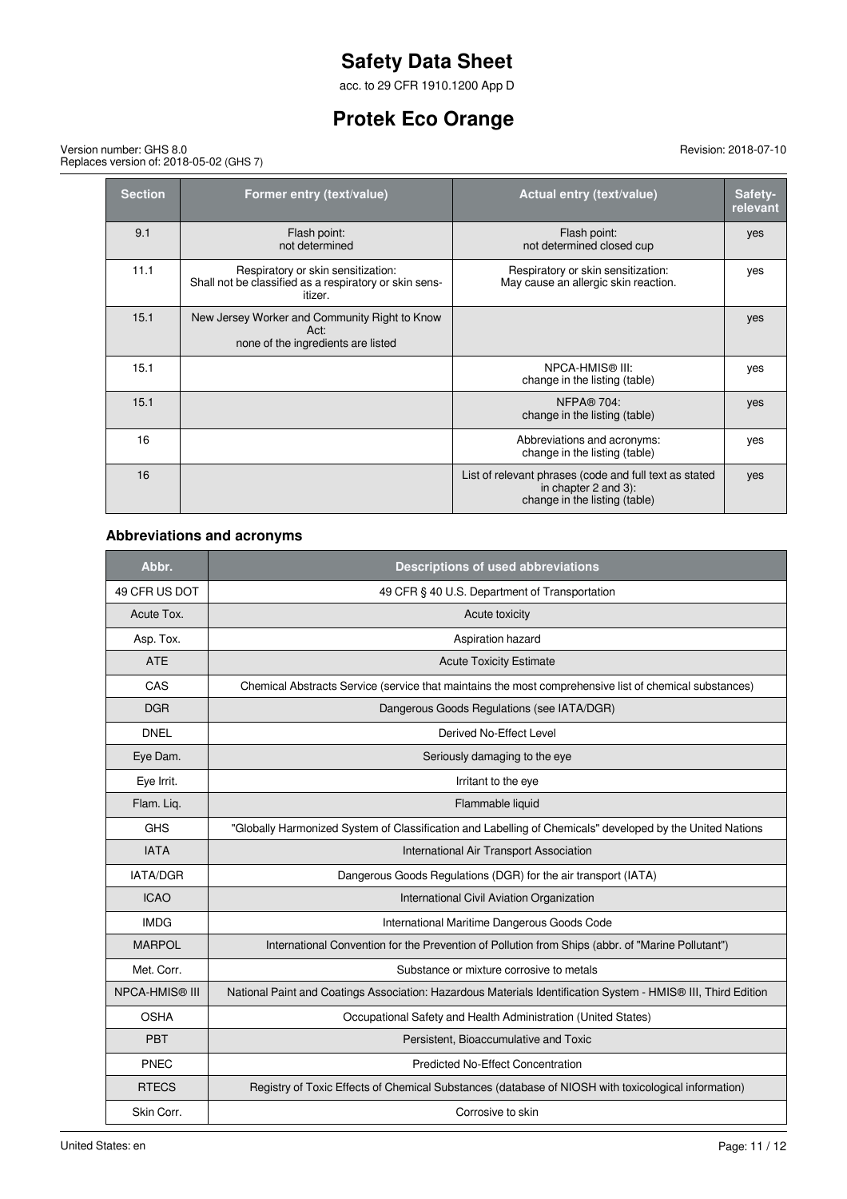| Section | Former entry (text/value) | Actual entry (text/value) | Safety-relevant |
|---|---|---|---|
| 9.1 | Flash point: not determined | Flash point: not determined closed cup | yes |
| 11.1 | Respiratory or skin sensitization: Shall not be classified as a respiratory or skin sensitizer. | Respiratory or skin sensitization: May cause an allergic skin reaction. | yes |
| 15.1 | New Jersey Worker and Community Right to Know Act: none of the ingredients are listed | | yes |
| 15.1 | | NPCA-HMIS® III: change in the listing (table) | yes |
| 15.1 | | NFPA® 704: change in the listing (table) | yes |
| 16 | | Abbreviations and acronyms: change in the listing (table) | yes |
| 16 | | List of relevant phrases (code and full text as stated in chapter 2 and 3): change in the listing (table) | yes |

### Abbreviations and acronyms

| Abbr. | Descriptions of used abbreviations |
|---|---|
| 49 CFR US DOT | 49 CFR § 40 U.S. Department of Transportation |
| Acute Tox. | Acute toxicity |
| Asp. Tox. | Aspiration hazard |
| ATE | Acute Toxicity Estimate |
| CAS | Chemical Abstracts Service (service that maintains the most comprehensive list of chemical substances) |
| DGR | Dangerous Goods Regulations (see IATA/DGR) |
| DNEL | Derived No-Effect Level |
| Eye Dam. | Seriously damaging to the eye |
| Eye Irrit. | Irritant to the eye |
| Flam. Liq. | Flammable liquid |
| GHS | "Globally Harmonized System of Classification and Labelling of Chemicals" developed by the United Nations |
| IATA | International Air Transport Association |
| IATA/DGR | Dangerous Goods Regulations (DGR) for the air transport (IATA) |
| ICAO | International Civil Aviation Organization |
| IMDG | International Maritime Dangerous Goods Code |
| MARPOL | International Convention for the Prevention of Pollution from Ships (abbr. of "Marine Pollutant") |
| Met. Corr. | Substance or mixture corrosive to metals |
| NPCA-HMIS® III | National Paint and Coatings Association: Hazardous Materials Identification System - HMIS® III, Third Edition |
| OSHA | Occupational Safety and Health Administration (United States) |
| PBT | Persistent, Bioaccumulative and Toxic |
| PNEC | Predicted No-Effect Concentration |
| RTECS | Registry of Toxic Effects of Chemical Substances (database of NIOSH with toxicological information) |
| Skin Corr. | Corrosive to skin |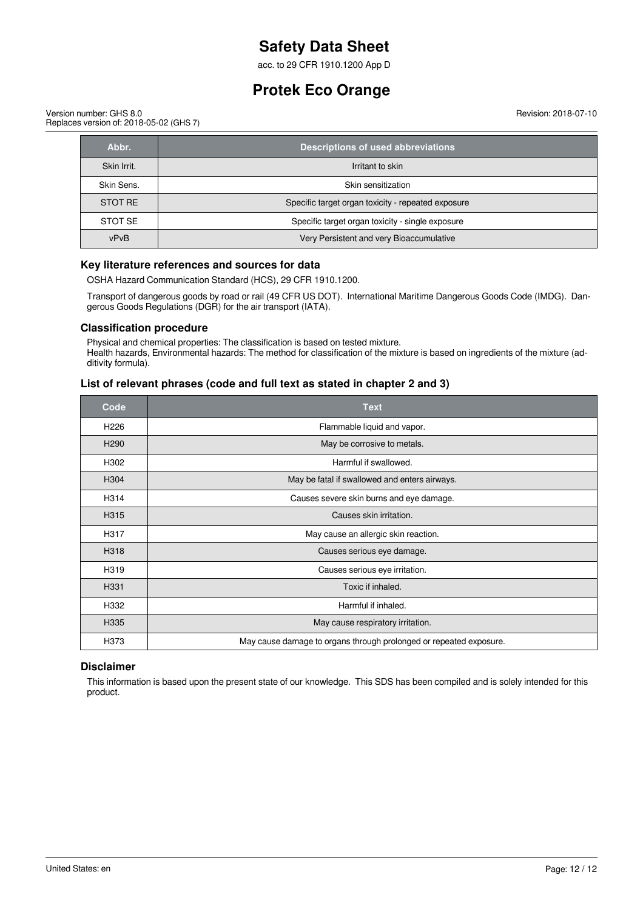| Abbr. | Descriptions of used abbreviations |
| --- | --- |
| Skin Irrit. | Irritant to skin |
| Skin Sens. | Skin sensitization |
| STOT RE | Specific target organ toxicity - repeated exposure |
| STOT SE | Specific target organ toxicity - single exposure |
| vPvB | Very Persistent and very Bioaccumulative |

### Key literature references and sources for data

OSHA Hazard Communication Standard (HCS), 29 CFR 1910.1200.

Transport of dangerous goods by road or rail (49 CFR US DOT). International Maritime Dangerous Goods Code (IMDG). Dangerous Goods Regulations (DGR) for the air transport (IATA).

### Classification procedure

Physical and chemical properties: The classification is based on tested mixture.
Health hazards, Environmental hazards: The method for classification of the mixture is based on ingredients of the mixture (additivity formula).

### List of relevant phrases (code and full text as stated in chapter 2 and 3)

| Code | Text |
| --- | --- |
| H226 | Flammable liquid and vapor. |
| H290 | May be corrosive to metals. |
| H302 | Harmful if swallowed. |
| H304 | May be fatal if swallowed and enters airways. |
| H314 | Causes severe skin burns and eye damage. |
| H315 | Causes skin irritation. |
| H317 | May cause an allergic skin reaction. |
| H318 | Causes serious eye damage. |
| H319 | Causes serious eye irritation. |
| H331 | Toxic if inhaled. |
| H332 | Harmful if inhaled. |
| H335 | May cause respiratory irritation. |
| H373 | May cause damage to organs through prolonged or repeated exposure. |

### Disclaimer

This information is based upon the present state of our knowledge. This SDS has been compiled and is solely intended for this product.